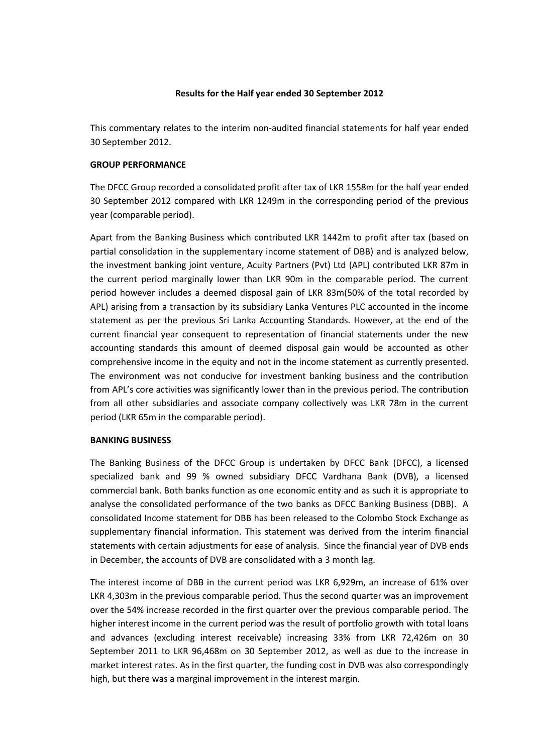**Results for the Half year ended 30 September 2012**

This commentary relates to the interim non-audited financial statements for half year ended 30 September 2012.

**GROUP PERFORMANCE**

The DFCC Group recorded a consolidated profit after tax of LKR 1558m for the half year ended 30 September 2012 compared with LKR 1249m in the corresponding period of the previous year (comparable period).

Apart from the Banking Business which contributed LKR 1442m to profit after tax (based on partial consolidation in the supplementary income statement of DBB) and is analyzed below, the investment banking joint venture, Acuity Partners (Pvt) Ltd (APL) contributed LKR 87m in the current period marginally lower than LKR 90m in the comparable period. The current period however includes a deemed disposal gain of LKR 83m(50% of the total recorded by APL) arising from a transaction by its subsidiary Lanka Ventures PLC accounted in the income statement as per the previous Sri Lanka Accounting Standards. However, at the end of the current financial year consequent to representation of financial statements under the new accounting standards this amount of deemed disposal gain would be accounted as other comprehensive income in the equity and not in the income statement as currently presented. The environment was not conducive for investment banking business and the contribution from APL's core activities was significantly lower than in the previous period. The contribution from all other subsidiaries and associate company collectively was LKR 78m in the current period (LKR 65m in the comparable period).

**BANKING BUSINESS**

The Banking Business of the DFCC Group is undertaken by DFCC Bank (DFCC), a licensed specialized bank and 99 % owned subsidiary DFCC Vardhana Bank (DVB), a licensed commercial bank. Both banks function as one economic entity and as such it is appropriate to analyse the consolidated performance of the two banks as DFCC Banking Business (DBB). A consolidated Income statement for DBB has been released to the Colombo Stock Exchange as supplementary financial information. This statement was derived from the interim financial statements with certain adjustments for ease of analysis. Since the financial year of DVB ends in December, the accounts of DVB are consolidated with a 3 month lag.

The interest income of DBB in the current period was LKR 6,929m, an increase of 61% over LKR 4,303m in the previous comparable period. Thus the second quarter was an improvement over the 54% increase recorded in the first quarter over the previous comparable period. The higher interest income in the current period was the result of portfolio growth with total loans and advances (excluding interest receivable) increasing 33% from LKR 72,426m on 30 September 2011 to LKR 96,468m on 30 September 2012, as well as due to the increase in market interest rates. As in the first quarter, the funding cost in DVB was also correspondingly high, but there was a marginal improvement in the interest margin.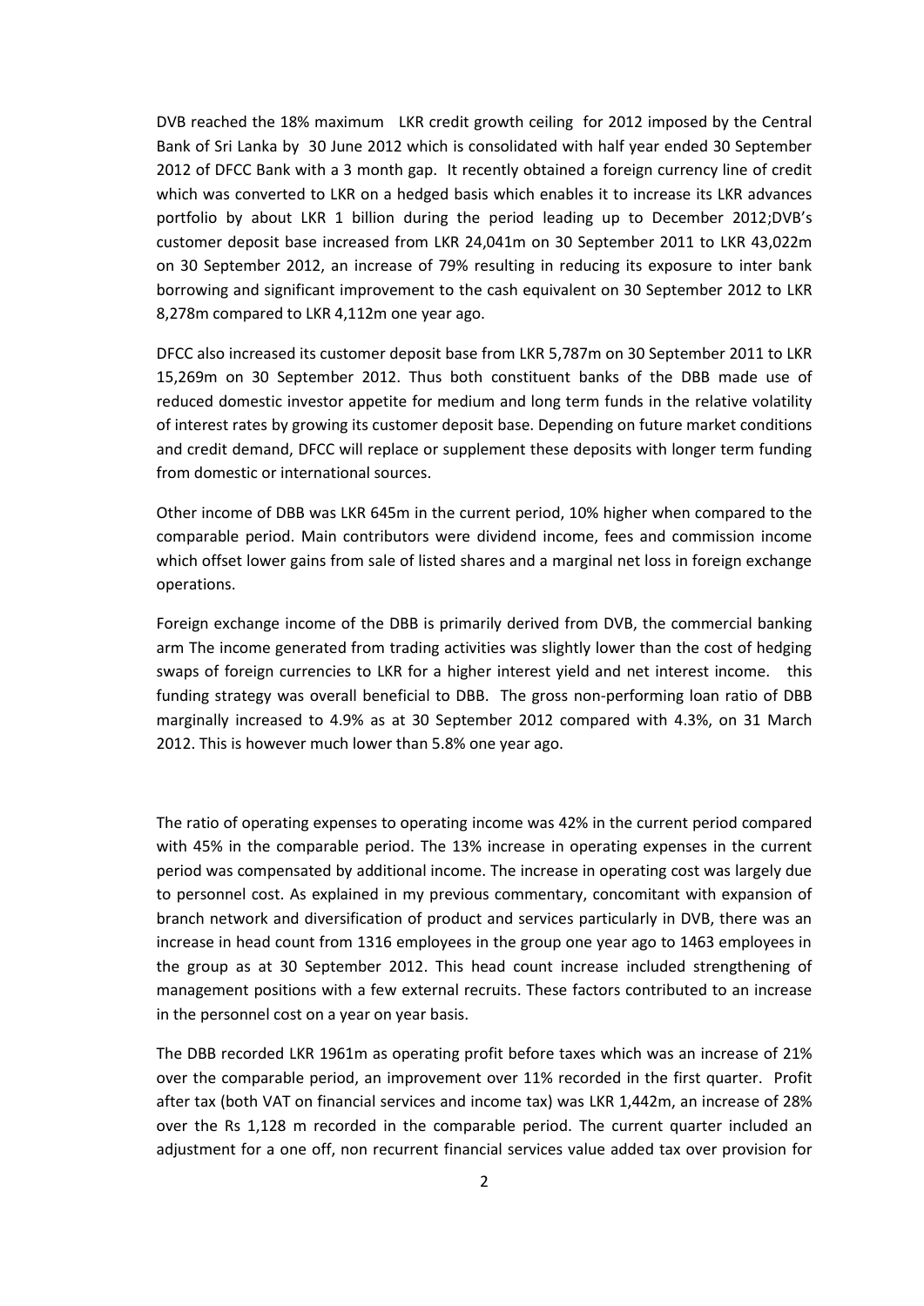DVB reached the 18% maximum LKR credit growth ceiling for 2012 imposed by the Central Bank of Sri Lanka by 30 June 2012 which is consolidated with half year ended 30 September 2012 of DFCC Bank with a 3 month gap. It recently obtained a foreign currency line of credit which was converted to LKR on a hedged basis which enables it to increase its LKR advances portfolio by about LKR 1 billion during the period leading up to December 2012;DVB's customer deposit base increased from LKR 24,041m on 30 September 2011 to LKR 43,022m on 30 September 2012, an increase of 79% resulting in reducing its exposure to inter bank borrowing and significant improvement to the cash equivalent on 30 September 2012 to LKR 8,278m compared to LKR 4,112m one year ago.

DFCC also increased its customer deposit base from LKR 5,787m on 30 September 2011 to LKR 15,269m on 30 September 2012. Thus both constituent banks of the DBB made use of reduced domestic investor appetite for medium and long term funds in the relative volatility of interest rates by growing its customer deposit base. Depending on future market conditions and credit demand, DFCC will replace or supplement these deposits with longer term funding from domestic or international sources.

Other income of DBB was LKR 645m in the current period, 10% higher when compared to the comparable period. Main contributors were dividend income, fees and commission income which offset lower gains from sale of listed shares and a marginal net loss in foreign exchange operations.

Foreign exchange income of the DBB is primarily derived from DVB, the commercial banking arm The income generated from trading activities was slightly lower than the cost of hedging swaps of foreign currencies to LKR for a higher interest yield and net interest income. this funding strategy was overall beneficial to DBB. The gross non-performing loan ratio of DBB marginally increased to 4.9% as at 30 September 2012 compared with 4.3%, on 31 March 2012. This is however much lower than 5.8% one year ago.

The ratio of operating expenses to operating income was 42% in the current period compared with 45% in the comparable period. The 13% increase in operating expenses in the current period was compensated by additional income. The increase in operating cost was largely due to personnel cost. As explained in my previous commentary, concomitant with expansion of branch network and diversification of product and services particularly in DVB, there was an increase in head count from 1316 employees in the group one year ago to 1463 employees in the group as at 30 September 2012. This head count increase included strengthening of management positions with a few external recruits. These factors contributed to an increase in the personnel cost on a year on year basis.

The DBB recorded LKR 1961m as operating profit before taxes which was an increase of 21% over the comparable period, an improvement over 11% recorded in the first quarter. Profit after tax (both VAT on financial services and income tax) was LKR 1,442m, an increase of 28% over the Rs 1,128 m recorded in the comparable period. The current quarter included an adjustment for a one off, non recurrent financial services value added tax over provision for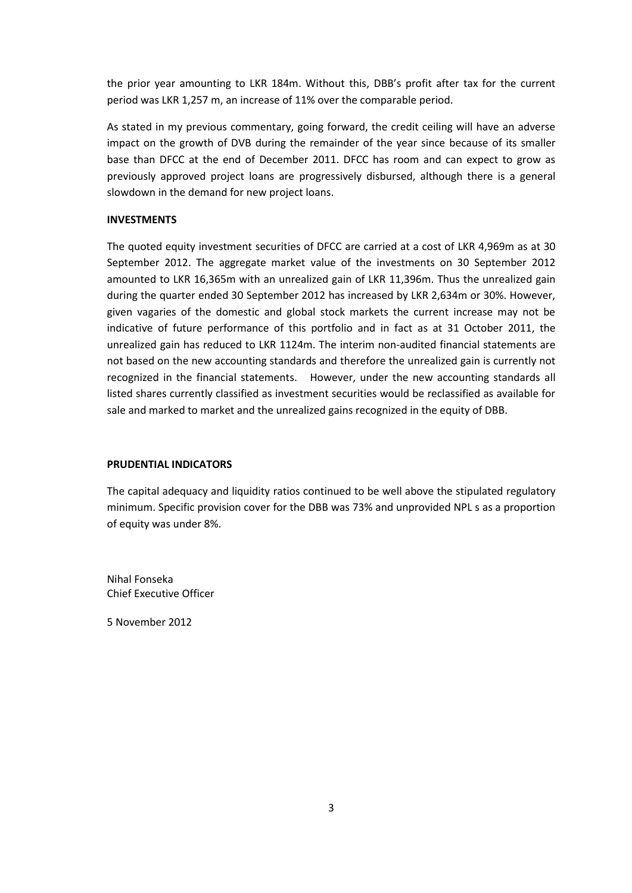the prior year amounting to LKR 184m. Without this, DBB's profit after tax for the current period was LKR 1,257 m, an increase of 11% over the comparable period.

As stated in my previous commentary, going forward, the credit ceiling will have an adverse impact on the growth of DVB during the remainder of the year since because of its smaller base than DFCC at the end of December 2011. DFCC has room and can expect to grow as previously approved project loans are progressively disbursed, although there is a general slowdown in the demand for new project loans.

**INVESTMENTS**

The quoted equity investment securities of DFCC are carried at a cost of LKR 4,969m as at 30 September 2012. The aggregate market value of the investments on 30 September 2012 amounted to LKR 16,365m with an unrealized gain of LKR 11,396m. Thus the unrealized gain during the quarter ended 30 September 2012 has increased by LKR 2,634m or 30%. However, given vagaries of the domestic and global stock markets the current increase may not be indicative of future performance of this portfolio and in fact as at 31 October 2011, the unrealized gain has reduced to LKR 1124m. The interim non-audited financial statements are not based on the new accounting standards and therefore the unrealized gain is currently not recognized in the financial statements. However, under the new accounting standards all listed shares currently classified as investment securities would be reclassified as available for sale and marked to market and the unrealized gains recognized in the equity of DBB.

**PRUDENTIAL INDICATORS**

The capital adequacy and liquidity ratios continued to be well above the stipulated regulatory minimum. Specific provision cover for the DBB was 73% and unprovided NPL s as a proportion of equity was under 8%.

Nihal Fonseka
Chief Executive Officer

5 November 2012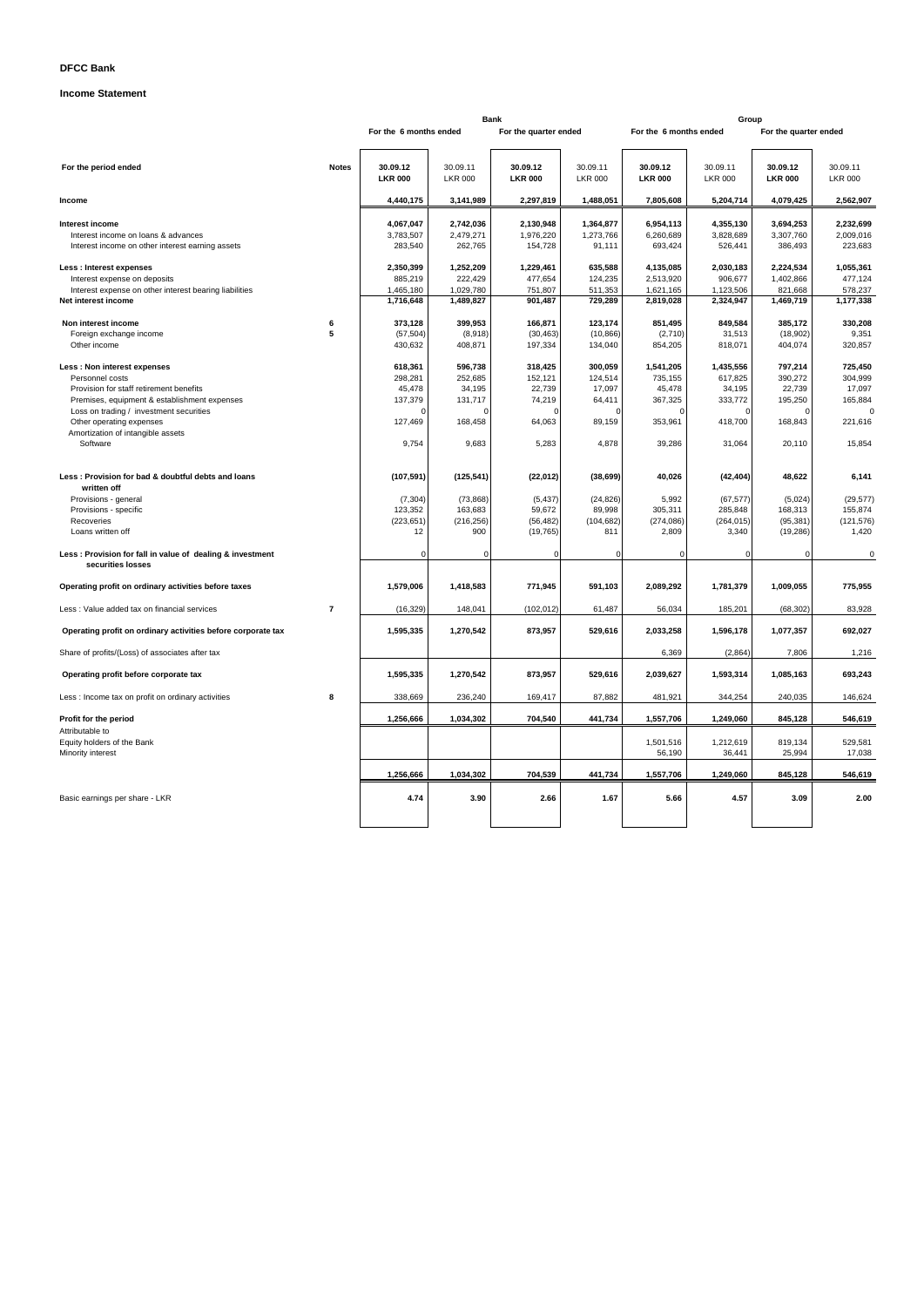**DFCC Bank**

**Income Statement**

| | | Bank | | | | Group | | | |
|---|---|---|---|---|---|---|---|---|---|
| | | For the 6 months ended | | For the quarter ended | | For the 6 months ended | | For the quarter ended | |
| **For the period ended** | **Notes** | **30.09.12 LKR 000** | 30.09.11 LKR 000 | **30.09.12 LKR 000** | 30.09.11 LKR 000 | **30.09.12 LKR 000** | 30.09.11 LKR 000 | **30.09.12 LKR 000** | 30.09.11 LKR 000 |
| **Income** | | **4,440,175** | **3,141,989** | **2,297,819** | **1,488,051** | **7,805,608** | **5,204,714** | **4,079,425** | **2,562,907** |
| **Interest income** | | **4,067,047** | **2,742,036** | **2,130,948** | **1,364,877** | **6,954,113** | **4,355,130** | **3,694,253** | **2,232,699** |
| Interest income on loans & advances | | 3,783,507 | 2,479,271 | 1,976,220 | 1,273,766 | 6,260,689 | 3,828,689 | 3,307,760 | 2,009,016 |
| Interest income on other interest earning assets | | 283,540 | 262,765 | 154,728 | 91,111 | 693,424 | 526,441 | 386,493 | 223,683 |
| **Less : Interest expenses** | | **2,350,399** | **1,252,209** | **1,229,461** | **635,588** | **4,135,085** | **2,030,183** | **2,224,534** | **1,055,361** |
| Interest expense on deposits | | 885,219 | 222,429 | 477,654 | 124,235 | 2,513,920 | 906,677 | 1,402,866 | 477,124 |
| Interest expense on other interest bearing liabilities | | 1,465,180 | 1,029,780 | 751,807 | 511,353 | 1,621,165 | 1,123,506 | 821,668 | 578,237 |
| **Net interest income** | | **1,716,648** | **1,489,827** | **901,487** | **729,289** | **2,819,028** | **2,324,947** | **1,469,719** | **1,177,338** |
| **Non interest income** | **6** | **373,128** | **399,953** | **166,871** | **123,174** | **851,495** | **849,584** | **385,172** | **330,208** |
| Foreign exchange income | **5** | (57,504) | (8,918) | (30,463) | (10,866) | (2,710) | 31,513 | (18,902) | 9,351 |
| Other income | | 430,632 | 408,871 | 197,334 | 134,040 | 854,205 | 818,071 | 404,074 | 320,857 |
| **Less : Non interest expenses** | | **618,361** | **596,738** | **318,425** | **300,059** | **1,541,205** | **1,435,556** | **797,214** | **725,450** |
| Personnel costs | | 298,281 | 252,685 | 152,121 | 124,514 | 735,155 | 617,825 | 390,272 | 304,999 |
| Provision for staff retirement benefits | | 45,478 | 34,195 | 22,739 | 17,097 | 45,478 | 34,195 | 22,739 | 17,097 |
| Premises, equipment & establishment expenses | | 137,379 | 131,717 | 74,219 | 64,411 | 367,325 | 333,772 | 195,250 | 165,884 |
| Loss on trading / investment securities | | 0 | 0 | 0 | 0 | 0 | 0 | 0 | 0 |
| Other operating expenses | | 127,469 | 168,458 | 64,063 | 89,159 | 353,961 | 418,700 | 168,843 | 221,616 |
| Amortization of intangible assets | | | | | | | | | |
| Software | | 9,754 | 9,683 | 5,283 | 4,878 | 39,286 | 31,064 | 20,110 | 15,854 |
| **Less : Provision for bad & doubtful debts and loans written off** | | **(107,591)** | **(125,541)** | **(22,012)** | **(38,699)** | **40,026** | **(42,404)** | **48,622** | **6,141** |
| Provisions - general | | (7,304) | (73,868) | (5,437) | (24,826) | 5,992 | (67,577) | (5,024) | (29,577) |
| Provisions - specific | | 123,352 | 163,683 | 59,672 | 89,998 | 305,311 | 285,848 | 168,313 | 155,874 |
| Recoveries | | (223,651) | (216,256) | (56,482) | (104,682) | (274,086) | (264,015) | (95,381) | (121,576) |
| Loans written off | | 12 | 900 | (19,765) | 811 | 2,809 | 3,340 | (19,286) | 1,420 |
| **Less : Provision for fall in value of dealing & investment securities losses** | | 0 | 0 | 0 | 0 | 0 | 0 | 0 | 0 |
| **Operating profit on ordinary activities before taxes** | | **1,579,006** | **1,418,583** | **771,945** | **591,103** | **2,089,292** | **1,781,379** | **1,009,055** | **775,955** |
| Less : Value added tax on financial services | **7** | (16,329) | 148,041 | (102,012) | 61,487 | 56,034 | 185,201 | (68,302) | 83,928 |
| **Operating profit on ordinary activities before corporate tax** | | **1,595,335** | **1,270,542** | **873,957** | **529,616** | **2,033,258** | **1,596,178** | **1,077,357** | **692,027** |
| Share of profits/(Loss) of associates after tax | | | | | | 6,369 | (2,864) | 7,806 | 1,216 |
| **Operating profit before corporate tax** | | **1,595,335** | **1,270,542** | **873,957** | **529,616** | **2,039,627** | **1,593,314** | **1,085,163** | **693,243** |
| Less : Income tax on profit on ordinary activities | **8** | 338,669 | 236,240 | 169,417 | 87,882 | 481,921 | 344,254 | 240,035 | 146,624 |
| **Profit for the period** | | **1,256,666** | **1,034,302** | **704,540** | **441,734** | **1,557,706** | **1,249,060** | **845,128** | **546,619** |
| Attributable to | | | | | | | | | |
| Equity holders of the Bank | | | | | | 1,501,516 | 1,212,619 | 819,134 | 529,581 |
| Minority interest | | | | | | 56,190 | 36,441 | 25,994 | 17,038 |
| | | **1,256,666** | **1,034,302** | **704,539** | **441,734** | **1,557,706** | **1,249,060** | **845,128** | **546,619** |
| Basic earnings per share - LKR | | **4.74** | **3.90** | **2.66** | **1.67** | **5.66** | **4.57** | **3.09** | **2.00** |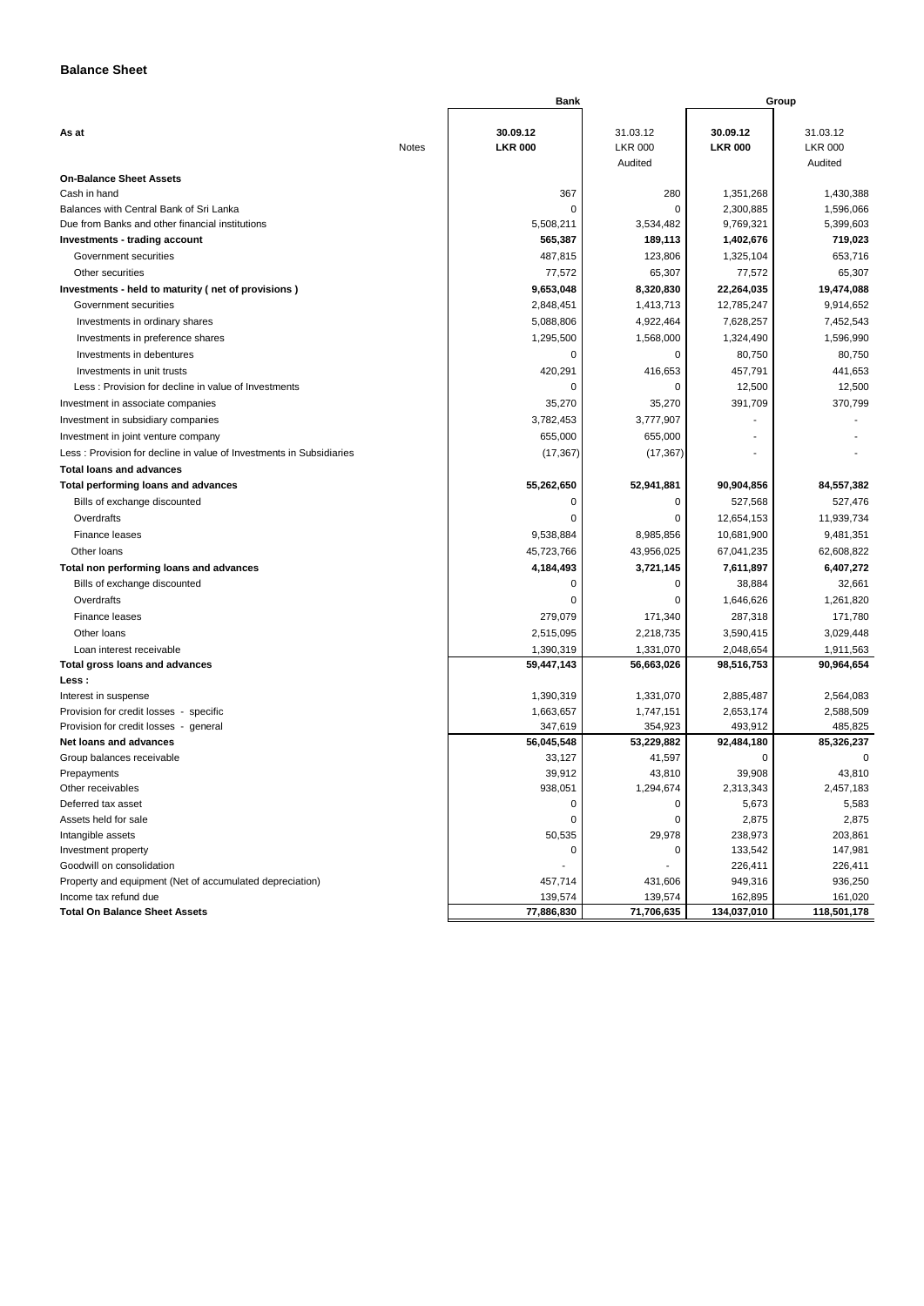## Balance Sheet

| As at | Notes | Bank 30.09.12 LKR 000 | Bank 31.03.12 LKR 000 Audited | Group 30.09.12 LKR 000 | Group 31.03.12 LKR 000 Audited |
|---|---|---|---|---|---|
| **On-Balance Sheet Assets** | | | | | |
| Cash in hand | | 367 | 280 | 1,351,268 | 1,430,388 |
| Balances with Central Bank of Sri Lanka | | 0 | 0 | 2,300,885 | 1,596,066 |
| Due from Banks and other financial institutions | | 5,508,211 | 3,534,482 | 9,769,321 | 5,399,603 |
| **Investments - trading account** | | **565,387** | **189,113** | **1,402,676** | **719,023** |
| Government securities | | 487,815 | 123,806 | 1,325,104 | 653,716 |
| Other securities | | 77,572 | 65,307 | 77,572 | 65,307 |
| **Investments - held to maturity ( net of provisions )** | | **9,653,048** | **8,320,830** | **22,264,035** | **19,474,088** |
| Government securities | | 2,848,451 | 1,413,713 | 12,785,247 | 9,914,652 |
| Investments in ordinary shares | | 5,088,806 | 4,922,464 | 7,628,257 | 7,452,543 |
| Investments in preference shares | | 1,295,500 | 1,568,000 | 1,324,490 | 1,596,990 |
| Investments in debentures | | 0 | 0 | 80,750 | 80,750 |
| Investments in unit trusts | | 420,291 | 416,653 | 457,791 | 441,653 |
| Less : Provision for decline in value of Investments | | 0 | 0 | 12,500 | 12,500 |
| Investment in associate companies | | 35,270 | 35,270 | 391,709 | 370,799 |
| Investment in subsidiary companies | | 3,782,453 | 3,777,907 | - | - |
| Investment in joint venture company | | 655,000 | 655,000 | - | - |
| Less : Provision for decline in value of Investments in Subsidiaries | | (17,367) | (17,367) | - | - |
| **Total loans and advances** | | | | | |
| **Total performing loans and advances** | | **55,262,650** | **52,941,881** | **90,904,856** | **84,557,382** |
| Bills of exchange discounted | | 0 | 0 | 527,568 | 527,476 |
| Overdrafts | | 0 | 0 | 12,654,153 | 11,939,734 |
| Finance leases | | 9,538,884 | 8,985,856 | 10,681,900 | 9,481,351 |
| Other loans | | 45,723,766 | 43,956,025 | 67,041,235 | 62,608,822 |
| **Total non performing loans and advances** | | **4,184,493** | **3,721,145** | **7,611,897** | **6,407,272** |
| Bills of exchange discounted | | 0 | 0 | 38,884 | 32,661 |
| Overdrafts | | 0 | 0 | 1,646,626 | 1,261,820 |
| Finance leases | | 279,079 | 171,340 | 287,318 | 171,780 |
| Other loans | | 2,515,095 | 2,218,735 | 3,590,415 | 3,029,448 |
| Loan interest receivable | | 1,390,319 | 1,331,070 | 2,048,654 | 1,911,563 |
| **Total gross loans and advances** | | **59,447,143** | **56,663,026** | **98,516,753** | **90,964,654** |
| **Less :** | | | | | |
| Interest in suspense | | 1,390,319 | 1,331,070 | 2,885,487 | 2,564,083 |
| Provision for credit losses - specific | | 1,663,657 | 1,747,151 | 2,653,174 | 2,588,509 |
| Provision for credit losses - general | | 347,619 | 354,923 | 493,912 | 485,825 |
| **Net loans and advances** | | **56,045,548** | **53,229,882** | **92,484,180** | **85,326,237** |
| Group balances receivable | | 33,127 | 41,597 | 0 | 0 |
| Prepayments | | 39,912 | 43,810 | 39,908 | 43,810 |
| Other receivables | | 938,051 | 1,294,674 | 2,313,343 | 2,457,183 |
| Deferred tax asset | | 0 | 0 | 5,673 | 5,583 |
| Assets held for sale | | 0 | 0 | 2,875 | 2,875 |
| Intangible assets | | 50,535 | 29,978 | 238,973 | 203,861 |
| Investment property | | 0 | 0 | 133,542 | 147,981 |
| Goodwill on consolidation | | - | - | 226,411 | 226,411 |
| Property and equipment (Net of accumulated depreciation) | | 457,714 | 431,606 | 949,316 | 936,250 |
| Income tax refund due | | 139,574 | 139,574 | 162,895 | 161,020 |
| **Total On Balance Sheet Assets** | | **77,886,830** | **71,706,635** | **134,037,010** | **118,501,178** |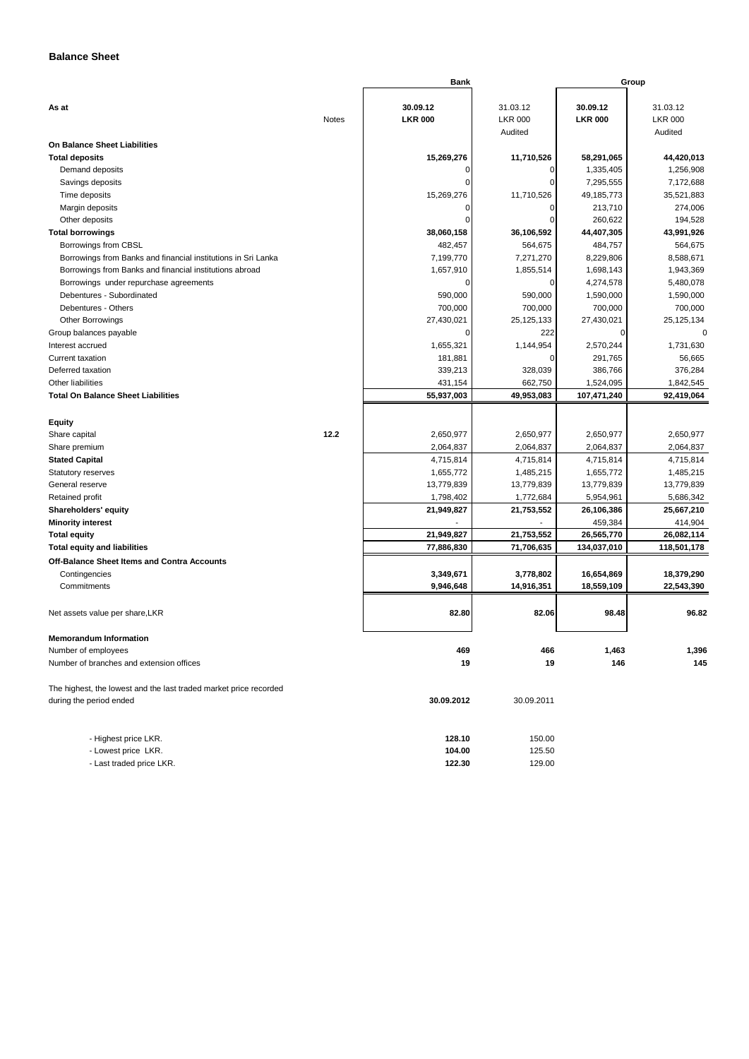## Balance Sheet

| As at | Notes | Bank 30.09.12 LKR 000 | Bank 31.03.12 LKR 000 Audited | Group 30.09.12 LKR 000 | Group 31.03.12 LKR 000 Audited |
|---|---|---|---|---|---|
| **On Balance Sheet Liabilities** | | | | | |
| **Total deposits** | | **15,269,276** | **11,710,526** | **58,291,065** | **44,420,013** |
| Demand deposits | | 0 | 0 | 1,335,405 | 1,256,908 |
| Savings deposits | | 0 | 0 | 7,295,555 | 7,172,688 |
| Time deposits | | 15,269,276 | 11,710,526 | 49,185,773 | 35,521,883 |
| Margin deposits | | 0 | 0 | 213,710 | 274,006 |
| Other deposits | | 0 | 0 | 260,622 | 194,528 |
| **Total borrowings** | | **38,060,158** | **36,106,592** | **44,407,305** | **43,991,926** |
| Borrowings from CBSL | | 482,457 | 564,675 | 484,757 | 564,675 |
| Borrowings from Banks and financial institutions in Sri Lanka | | 7,199,770 | 7,271,270 | 8,229,806 | 8,588,671 |
| Borrowings from Banks and financial institutions abroad | | 1,657,910 | 1,855,514 | 1,698,143 | 1,943,369 |
| Borrowings under repurchase agreements | | 0 | 0 | 4,274,578 | 5,480,078 |
| Debentures - Subordinated | | 590,000 | 590,000 | 1,590,000 | 1,590,000 |
| Debentures - Others | | 700,000 | 700,000 | 700,000 | 700,000 |
| Other Borrowings | | 27,430,021 | 25,125,133 | 27,430,021 | 25,125,134 |
| Group balances payable | | 0 | 222 | 0 | 0 |
| Interest accrued | | 1,655,321 | 1,144,954 | 2,570,244 | 1,731,630 |
| Current taxation | | 181,881 | 0 | 291,765 | 56,665 |
| Deferred taxation | | 339,213 | 328,039 | 386,766 | 376,284 |
| Other liabilities | | 431,154 | 662,750 | 1,524,095 | 1,842,545 |
| **Total On Balance Sheet Liabilities** | | **55,937,003** | **49,953,083** | **107,471,240** | **92,419,064** |
| **Equity** | | | | | |
| Share capital | **12.2** | 2,650,977 | 2,650,977 | 2,650,977 | 2,650,977 |
| Share premium | | 2,064,837 | 2,064,837 | 2,064,837 | 2,064,837 |
| **Stated Capital** | | 4,715,814 | 4,715,814 | 4,715,814 | 4,715,814 |
| Statutory reserves | | 1,655,772 | 1,485,215 | 1,655,772 | 1,485,215 |
| General reserve | | 13,779,839 | 13,779,839 | 13,779,839 | 13,779,839 |
| Retained profit | | 1,798,402 | 1,772,684 | 5,954,961 | 5,686,342 |
| **Shareholders' equity** | | **21,949,827** | **21,753,552** | **26,106,386** | **25,667,210** |
| **Minority interest** | | - | - | 459,384 | 414,904 |
| **Total equity** | | **21,949,827** | **21,753,552** | **26,565,770** | **26,082,114** |
| **Total equity and liabilities** | | **77,886,830** | **71,706,635** | **134,037,010** | **118,501,178** |
| **Off-Balance Sheet Items and Contra Accounts** | | | | | |
| Contingencies | | **3,349,671** | **3,778,802** | **16,654,869** | **18,379,290** |
| Commitments | | **9,946,648** | **14,916,351** | **18,559,109** | **22,543,390** |
| Net assets value per share,LKR | | **82.80** | **82.06** | **98.48** | **96.82** |
| **Memorandum Information** | | | | | |
| Number of employees | | **469** | **466** | **1,463** | **1,396** |
| Number of branches and extension offices | | **19** | **19** | **146** | **145** |

The highest, the lowest and the last traded market price recorded during the period ended

| | 30.09.2012 | 30.09.2011 |
|---|---|---|
| - Highest price LKR. | **128.10** | 150.00 |
| - Lowest price LKR. | **104.00** | 125.50 |
| - Last traded price LKR. | **122.30** | 129.00 |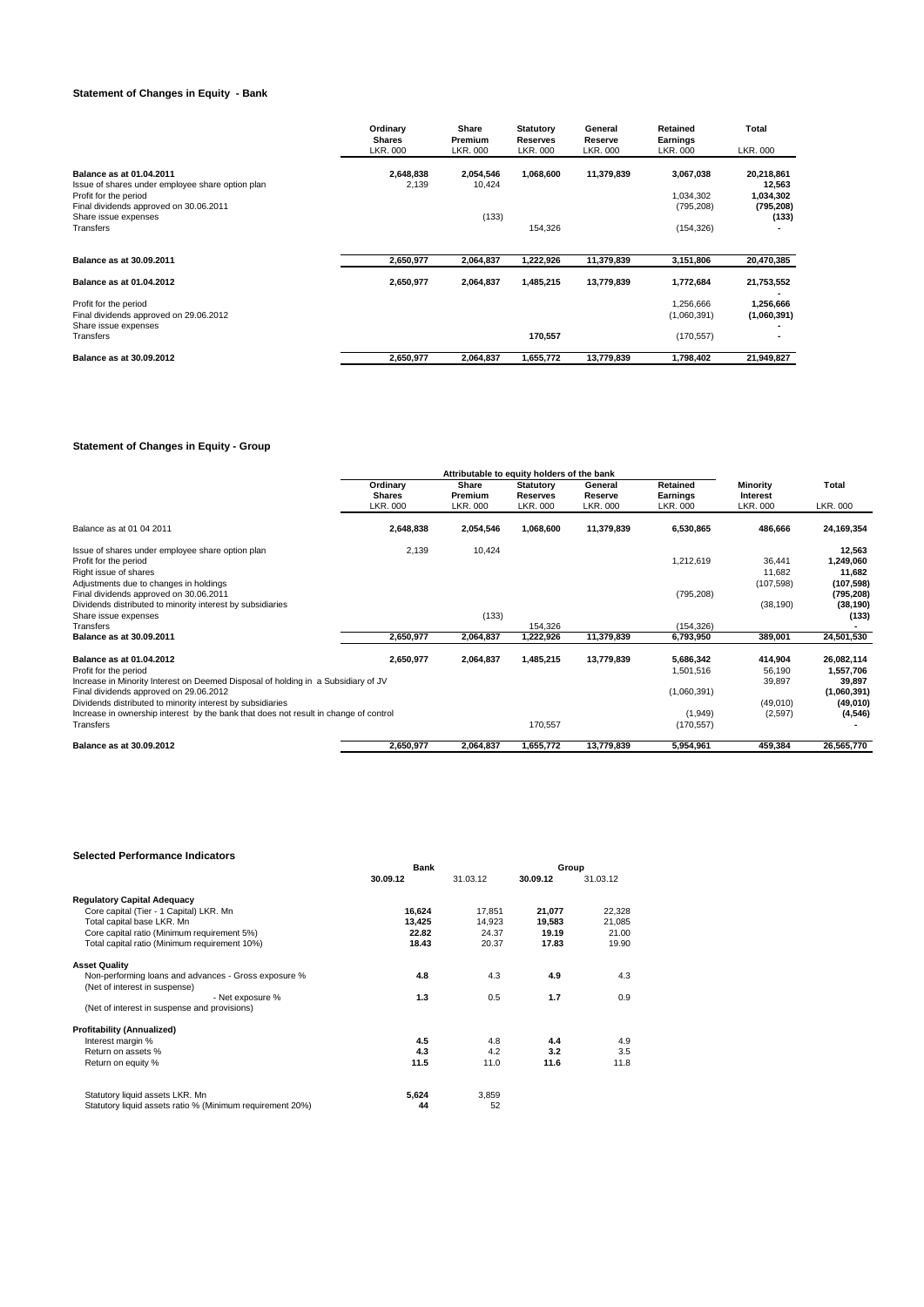### Statement of Changes in Equity - Bank

| | Ordinary Shares LKR. 000 | Share Premium LKR. 000 | Statutory Reserves LKR. 000 | General Reserve LKR. 000 | Retained Earnings LKR. 000 | Total LKR. 000 |
|---|---|---|---|---|---|---|
| **Balance as at 01.04.2011** | **2,648,838** | **2,054,546** | **1,068,600** | **11,379,839** | **3,067,038** | **20,218,861** |
| Issue of shares under employee share option plan | 2,139 | 10,424 | | | | **12,563** |
| Profit for the period | | | | | 1,034,302 | **1,034,302** |
| Final dividends approved on 30.06.2011 | | | | | (795,208) | **(795,208)** |
| Share issue expenses | | (133) | | | | **(133)** |
| Transfers | | | 154,326 | | (154,326) | **-** |
| **Balance as at 30.09.2011** | **2,650,977** | **2,064,837** | **1,222,926** | **11,379,839** | **3,151,806** | **20,470,385** |
| **Balance as at 01.04.2012** | **2,650,977** | **2,064,837** | **1,485,215** | **13,779,839** | **1,772,684** | **21,753,552** |
| | | | | | | **-** |
| Profit for the period | | | | | 1,256,666 | **1,256,666** |
| Final dividends approved on 29.06.2012 | | | | | (1,060,391) | **(1,060,391)** |
| Share issue expenses | | | | | | **-** |
| Transfers | | | **170,557** | | (170,557) | **-** |
| **Balance as at 30.09.2012** | **2,650,977** | **2,064,837** | **1,655,772** | **13,779,839** | **1,798,402** | **21,949,827** |

### Statement of Changes in Equity - Group

| | Attributable to equity holders of the bank | | | | | | |
|---|---|---|---|---|---|---|---|
| | Ordinary Shares LKR. 000 | Share Premium LKR. 000 | Statutory Reserves LKR. 000 | General Reserve LKR. 000 | Retained Earnings LKR. 000 | Minority Interest LKR. 000 | Total LKR. 000 |
| Balance as at 01 04 2011 | **2,648,838** | **2,054,546** | **1,068,600** | **11,379,839** | **6,530,865** | **486,666** | **24,169,354** |
| Issue of shares under employee share option plan | 2,139 | 10,424 | | | | | **12,563** |
| Profit for the period | | | | | 1,212,619 | 36,441 | **1,249,060** |
| Right issue of shares | | | | | | 11,682 | **11,682** |
| Adjustments due to changes in holdings | | | | | | (107,598) | **(107,598)** |
| Final dividends approved on 30.06.2011 | | | | | (795,208) | | **(795,208)** |
| Dividends distributed to minority interest by subsidiaries | | | | | | (38,190) | **(38,190)** |
| Share issue expenses | | (133) | | | | | **(133)** |
| Transfers | | | 154,326 | | (154,326) | | **-** |
| **Balance as at 30.09.2011** | **2,650,977** | **2,064,837** | **1,222,926** | **11,379,839** | **6,793,950** | **389,001** | **24,501,530** |
| **Balance as at 01.04.2012** | **2,650,977** | **2,064,837** | **1,485,215** | **13,779,839** | **5,686,342** | **414,904** | **26,082,114** |
| Profit for the period | | | | | 1,501,516 | 56,190 | **1,557,706** |
| Increase in Minority Interest on Deemed Disposal of holding in a Subsidiary of JV | | | | | | 39,897 | **39,897** |
| Final dividends approved on 29.06.2012 | | | | | (1,060,391) | | **(1,060,391)** |
| Dividends distributed to minority interest by subsidiaries | | | | | | (49,010) | **(49,010)** |
| Increase in ownership interest by the bank that does not result in change of control | | | | | (1,949) | (2,597) | **(4,546)** |
| Transfers | | | 170,557 | | (170,557) | | **-** |
| **Balance as at 30.09.2012** | **2,650,977** | **2,064,837** | **1,655,772** | **13,779,839** | **5,954,961** | **459,384** | **26,565,770** |

### Selected Performance Indicators

| | Bank | | Group | |
|---|---|---|---|---|
| | **30.09.12** | 31.03.12 | **30.09.12** | 31.03.12 |
| **Regulatory Capital Adequacy** | | | | |
| Core capital (Tier - 1 Capital) LKR. Mn | **16,624** | 17,851 | **21,077** | 22,328 |
| Total capital base LKR. Mn | **13,425** | 14,923 | **19,583** | 21,085 |
| Core capital ratio (Minimum requirement 5%) | **22.82** | 24.37 | **19.19** | 21.00 |
| Total capital ratio (Minimum requirement 10%) | **18.43** | 20.37 | **17.83** | 19.90 |
| **Asset Quality** | | | | |
| Non-performing loans and advances - Gross exposure % (Net of interest in suspense) | **4.8** | 4.3 | **4.9** | 4.3 |
| - Net exposure % (Net of interest in suspense and provisions) | **1.3** | 0.5 | **1.7** | 0.9 |
| **Profitability (Annualized)** | | | | |
| Interest margin % | **4.5** | 4.8 | **4.4** | 4.9 |
| Return on assets % | **4.3** | 4.2 | **3.2** | 3.5 |
| Return on equity % | **11.5** | 11.0 | **11.6** | 11.8 |
| Statutory liquid assets LKR. Mn | **5,624** | 3,859 | | |
| Statutory liquid assets ratio % (Minimum requirement 20%) | **44** | 52 | | |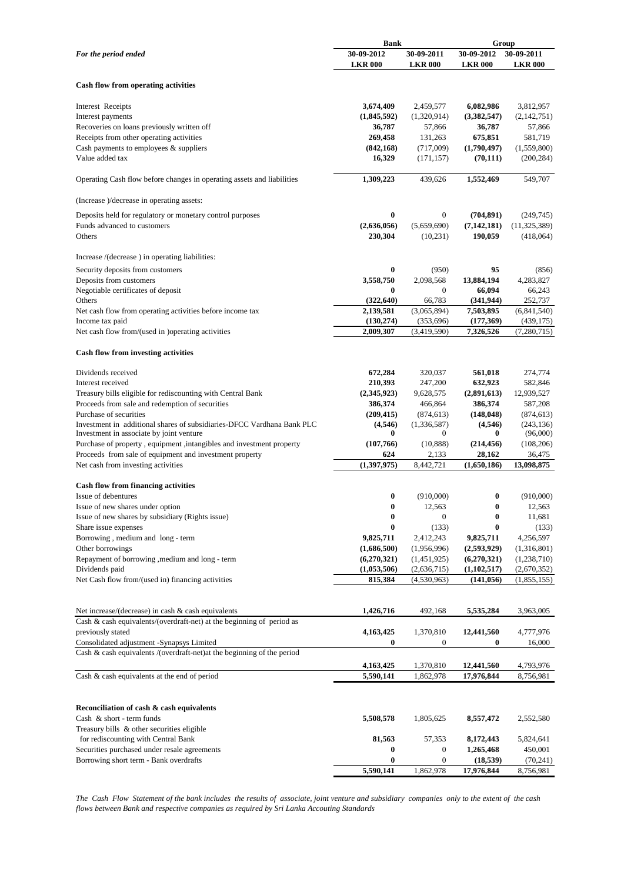| For the period ended | Bank | | Group | |
|---|---|---|---|---|
| | 30-09-2012 | 30-09-2011 | 30-09-2012 | 30-09-2011 |
| | LKR 000 | LKR 000 | LKR 000 | LKR 000 |
| **Cash flow from operating activities** | | | | |
| Interest Receipts | **3,674,409** | 2,459,577 | **6,082,986** | 3,812,957 |
| Interest payments | **(1,845,592)** | (1,320,914) | **(3,382,547)** | (2,142,751) |
| Recoveries on loans previously written off | **36,787** | 57,866 | **36,787** | 57,866 |
| Receipts from other operating activities | **269,458** | 131,263 | **675,851** | 581,719 |
| Cash payments to employees & suppliers | **(842,168)** | (717,009) | **(1,790,497)** | (1,559,800) |
| Value added tax | **16,329** | (171,157) | **(70,111)** | (200,284) |
| Operating Cash flow before changes in operating assets and liabilities | **1,309,223** | 439,626 | **1,552,469** | 549,707 |
| (Increase )/decrease in operating assets: | | | | |
| Deposits held for regulatory or monetary control purposes | **0** | 0 | **(704,891)** | (249,745) |
| Funds advanced to customers | **(2,636,056)** | (5,659,690) | **(7,142,181)** | (11,325,389) |
| Others | **230,304** | (10,231) | **190,059** | (418,064) |
| Increase /(decrease ) in operating liabilities: | | | | |
| Security deposits from customers | **0** | (950) | **95** | (856) |
| Deposits from customers | **3,558,750** | 2,098,568 | **13,884,194** | 4,283,827 |
| Negotiable certificates of deposit | **0** | 0 | **66,094** | 66,243 |
| Others | **(322,640)** | 66,783 | **(341,944)** | 252,737 |
| Net cash flow from operating activities before income tax | **2,139,581** | (3,065,894) | **7,503,895** | (6,841,540) |
| Income tax paid | **(130,274)** | (353,696) | **(177,369)** | (439,175) |
| Net cash flow from/(used in )operating activities | **2,009,307** | (3,419,590) | **7,326,526** | (7,280,715) |
| **Cash flow from investing activities** | | | | |
| Dividends received | **672,284** | 320,037 | **561,018** | 274,774 |
| Interest received | **210,393** | 247,200 | **632,923** | 582,846 |
| Treasury bills eligible for rediscounting with Central Bank | **(2,345,923)** | 9,628,575 | **(2,891,613)** | 12,939,527 |
| Proceeds from sale and redemption of securities | **386,374** | 466,864 | **386,374** | 587,208 |
| Purchase of securities | **(209,415)** | (874,613) | **(148,048)** | (874,613) |
| Investment in additional shares of subsidiaries-DFCC Vardhana Bank PLC | **(4,546)** | (1,336,587) | **(4,546)** | (243,136) |
| Investment in associate by joint venture | **0** | 0 | **0** | (96,000) |
| Purchase of property , equipment ,intangibles and investment property | **(107,766)** | (10,888) | **(214,456)** | (108,206) |
| Proceeds from sale of equipment and investment property | **624** | 2,133 | **28,162** | 36,475 |
| Net cash from investing activities | **(1,397,975)** | 8,442,721 | **(1,650,186)** | **13,098,875** |
| **Cash flow from financing activities** | | | | |
| Issue of debentures | **0** | (910,000) | **0** | (910,000) |
| Issue of new shares under option | **0** | 12,563 | **0** | 12,563 |
| Issue of new shares by subsidiary (Rights issue) | **0** | 0 | **0** | 11,681 |
| Share issue expenses | **0** | (133) | **0** | (133) |
| Borrowing , medium and long - term | **9,825,711** | 2,412,243 | **9,825,711** | 4,256,597 |
| Other borrowings | **(1,686,500)** | (1,956,996) | **(2,593,929)** | (1,316,801) |
| Repayment of borrowing ,medium and long - term | **(6,270,321)** | (1,451,925) | **(6,270,321)** | (1,238,710) |
| Dividends paid | **(1,053,506)** | (2,636,715) | **(1,102,517)** | (2,670,352) |
| Net Cash flow from/(used in) financing activities | **815,384** | (4,530,963) | **(141,056)** | (1,855,155) |
| Net increase/(decrease) in cash & cash equivalents | **1,426,716** | 492,168 | **5,535,284** | 3,963,005 |
| Cash & cash equivalents/(overdraft-net) at the beginning of period as previously stated | **4,163,425** | 1,370,810 | **12,441,560** | 4,777,976 |
| Consolidated adjustment -Synapsys Limited | **0** | 0 | **0** | 16,000 |
| Cash & cash equivalents /(overdraft-net)at the beginning of the period | **4,163,425** | 1,370,810 | **12,441,560** | 4,793,976 |
| Cash & cash equivalents at the end of period | **5,590,141** | 1,862,978 | **17,976,844** | 8,756,981 |
| **Reconciliation of cash & cash equivalents** | | | | |
| Cash & short - term funds | **5,508,578** | 1,805,625 | **8,557,472** | 2,552,580 |
| Treasury bills & other securities eligible for rediscounting with Central Bank | **81,563** | 57,353 | **8,172,443** | 5,824,641 |
| Securities purchased under resale agreements | **0** | 0 | **1,265,468** | 450,001 |
| Borrowing short term - Bank overdrafts | **0** | 0 | **(18,539)** | (70,241) |
| | **5,590,141** | 1,862,978 | **17,976,844** | 8,756,981 |

*The Cash Flow Statement of the bank includes the results of associate, joint venture and subsidiary companies only to the extent of the cash flows between Bank and respective companies as required by Sri Lanka Accouting Standards*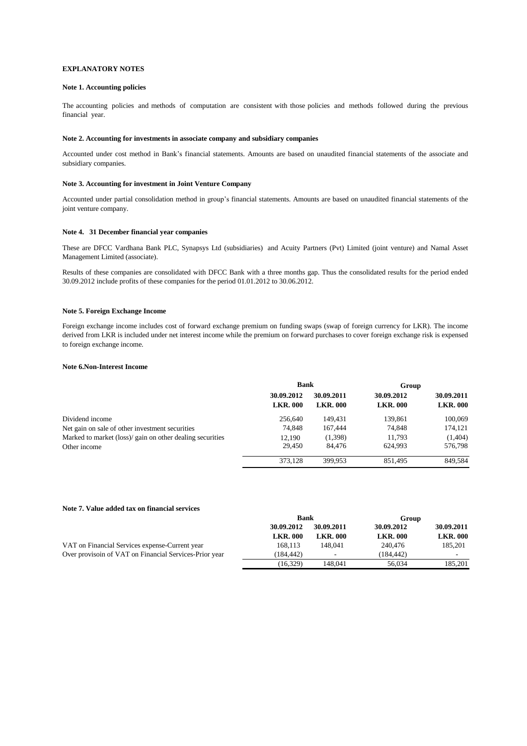# EXPLANATORY NOTES

## Note 1. Accounting policies

The accounting policies and methods of computation are consistent with those policies and methods followed during the previous financial year.

## Note 2. Accounting for investments in associate company and subsidiary companies

Accounted under cost method in Bank's financial statements. Amounts are based on unaudited financial statements of the associate and subsidiary companies.

## Note 3. Accounting for investment in Joint Venture Company

Accounted under partial consolidation method in group's financial statements. Amounts are based on unaudited financial statements of the joint venture company.

## Note 4. 31 December financial year companies

These are DFCC Vardhana Bank PLC, Synapsys Ltd (subsidiaries) and Acuity Partners (Pvt) Limited (joint venture) and Namal Asset Management Limited (associate).

Results of these companies are consolidated with DFCC Bank with a three months gap. Thus the consolidated results for the period ended 30.09.2012 include profits of these companies for the period 01.01.2012 to 30.06.2012.

## Note 5. Foreign Exchange Income

Foreign exchange income includes cost of forward exchange premium on funding swaps (swap of foreign currency for LKR). The income derived from LKR is included under net interest income while the premium on forward purchases to cover foreign exchange risk is expensed to foreign exchange income.

## Note 6.Non-Interest Income

| | Bank | | Group | |
|---|---|---|---|---|
| | 30.09.2012 | 30.09.2011 | 30.09.2012 | 30.09.2011 |
| | LKR. 000 | LKR. 000 | LKR. 000 | LKR. 000 |
| Dividend income | 256,640 | 149,431 | 139,861 | 100,069 |
| Net gain on sale of other investment securities | 74,848 | 167,444 | 74,848 | 174,121 |
| Marked to market (loss)/ gain on other dealing securities | 12,190 | (1,398) | 11,793 | (1,404) |
| Other income | 29,450 | 84,476 | 624,993 | 576,798 |
| | 373,128 | 399,953 | 851,495 | 849,584 |

## Note 7. Value added tax on financial services

| | Bank | | Group | |
|---|---|---|---|---|
| | 30.09.2012 | 30.09.2011 | 30.09.2012 | 30.09.2011 |
| | LKR. 000 | LKR. 000 | LKR. 000 | LKR. 000 |
| VAT on Financial Services expense-Current year | 168,113 | 148,041 | 240,476 | 185,201 |
| Over provisoin of VAT on Financial Services-Prior year | (184,442) | - | (184,442) | - |
| | (16,329) | 148,041 | 56,034 | 185,201 |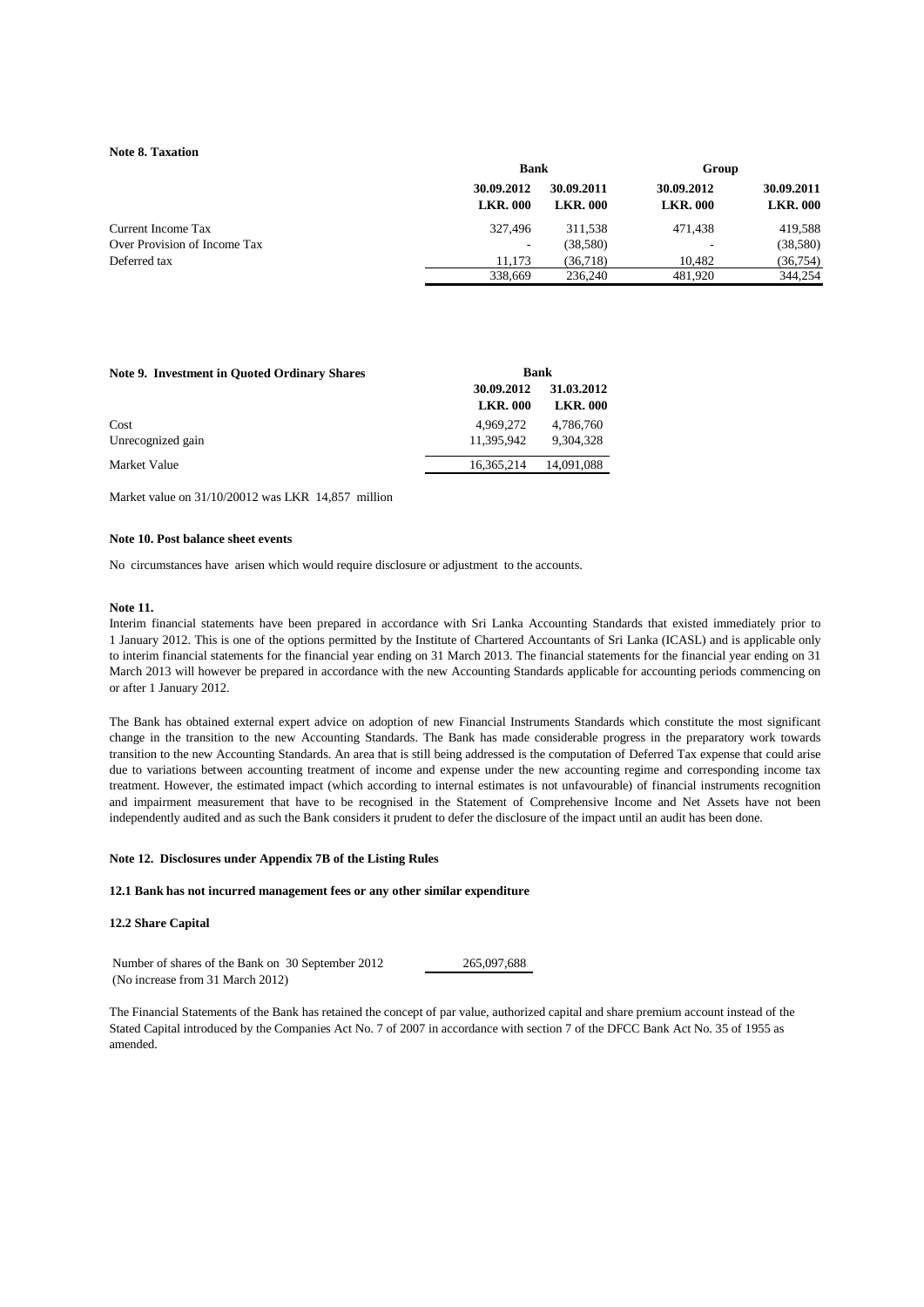**Note 8. Taxation**

| | Bank | | Group | |
|---|---|---|---|---|
| | **30.09.2012** | **30.09.2011** | **30.09.2012** | **30.09.2011** |
| | **LKR. 000** | **LKR. 000** | **LKR. 000** | **LKR. 000** |
| Current Income Tax | 327,496 | 311,538 | 471,438 | 419,588 |
| Over Provision of Income Tax | - | (38,580) | - | (38,580) |
| Deferred tax | 11,173 | (36,718) | 10,482 | (36,754) |
| | 338,669 | 236,240 | 481,920 | 344,254 |

**Note 9. Investment in Quoted Ordinary Shares**

| | Bank | |
|---|---|---|
| | **30.09.2012** | **31.03.2012** |
| | **LKR. 000** | **LKR. 000** |
| Cost | 4,969,272 | 4,786,760 |
| Unrecognized gain | 11,395,942 | 9,304,328 |
| Market Value | 16,365,214 | 14,091,088 |

Market value on 31/10/20012 was LKR 14,857 million

**Note 10. Post balance sheet events**

No circumstances have arisen which would require disclosure or adjustment to the accounts.

**Note 11.**

Interim financial statements have been prepared in accordance with Sri Lanka Accounting Standards that existed immediately prior to 1 January 2012. This is one of the options permitted by the Institute of Chartered Accountants of Sri Lanka (ICASL) and is applicable only to interim financial statements for the financial year ending on 31 March 2013. The financial statements for the financial year ending on 31 March 2013 will however be prepared in accordance with the new Accounting Standards applicable for accounting periods commencing on or after 1 January 2012.

The Bank has obtained external expert advice on adoption of new Financial Instruments Standards which constitute the most significant change in the transition to the new Accounting Standards. The Bank has made considerable progress in the preparatory work towards transition to the new Accounting Standards. An area that is still being addressed is the computation of Deferred Tax expense that could arise due to variations between accounting treatment of income and expense under the new accounting regime and corresponding income tax treatment. However, the estimated impact (which according to internal estimates is not unfavourable) of financial instruments recognition and impairment measurement that have to be recognised in the Statement of Comprehensive Income and Net Assets have not been independently audited and as such the Bank considers it prudent to defer the disclosure of the impact until an audit has been done.

**Note 12. Disclosures under Appendix 7B of the Listing Rules**

**12.1 Bank has not incurred management fees or any other similar expenditure**

**12.2 Share Capital**

| | |
|---|---|
| Number of shares of the Bank on 30 September 2012 | 265,097,688 |
| (No increase from 31 March 2012) | |

The Financial Statements of the Bank has retained the concept of par value, authorized capital and share premium account instead of the Stated Capital introduced by the Companies Act No. 7 of 2007 in accordance with section 7 of the DFCC Bank Act No. 35 of 1955 as amended.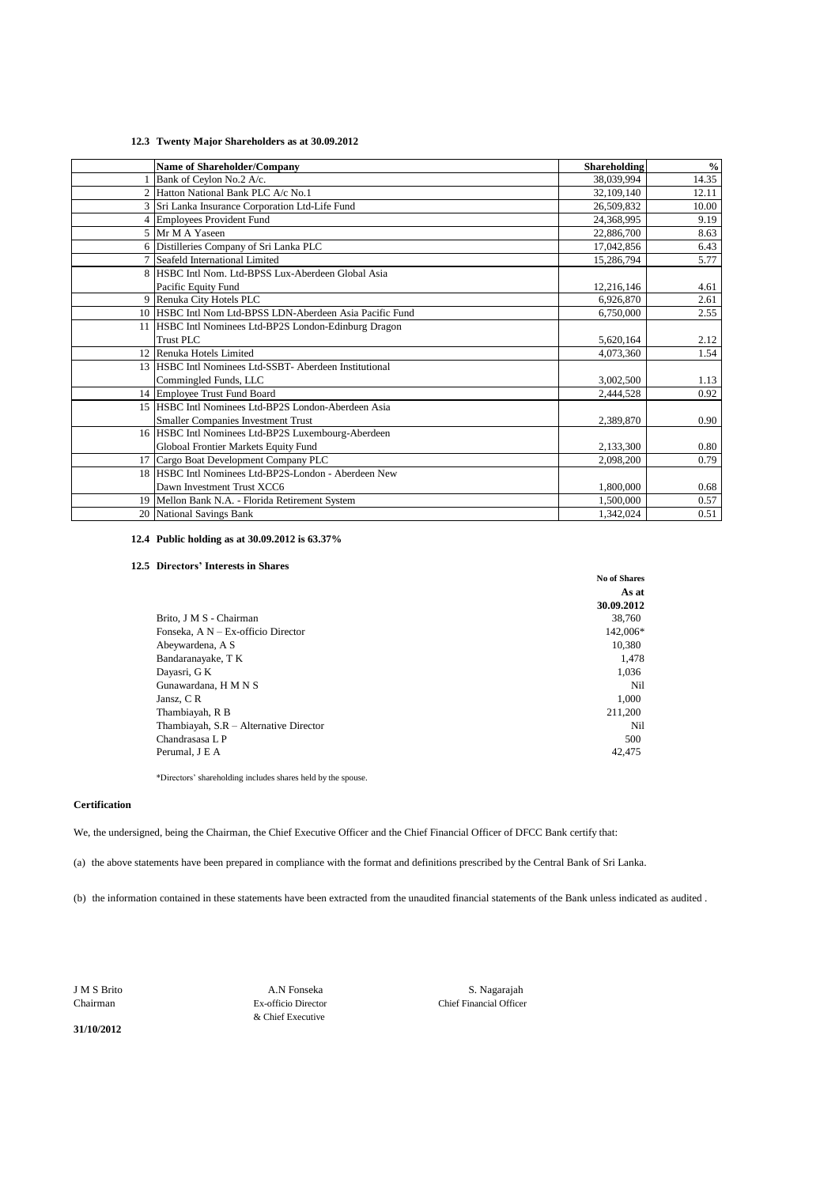### 12.3 Twenty Major Shareholders as at 30.09.2012

| | Name of Shareholder/Company | Shareholding | % |
|---|---|---|---|
| 1 | Bank of Ceylon No.2 A/c. | 38,039,994 | 14.35 |
| 2 | Hatton National Bank PLC A/c No.1 | 32,109,140 | 12.11 |
| 3 | Sri Lanka Insurance Corporation Ltd-Life Fund | 26,509,832 | 10.00 |
| 4 | Employees Provident Fund | 24,368,995 | 9.19 |
| 5 | Mr M A Yaseen | 22,886,700 | 8.63 |
| 6 | Distilleries Company of Sri Lanka PLC | 17,042,856 | 6.43 |
| 7 | Seafeld International Limited | 15,286,794 | 5.77 |
| 8 | HSBC Intl Nom. Ltd-BPSS Lux-Aberdeen Global Asia Pacific Equity Fund | 12,216,146 | 4.61 |
| 9 | Renuka City Hotels PLC | 6,926,870 | 2.61 |
| 10 | HSBC Intl Nom Ltd-BPSS LDN-Aberdeen Asia Pacific Fund | 6,750,000 | 2.55 |
| 11 | HSBC Intl Nominees Ltd-BP2S London-Edinburg Dragon Trust PLC | 5,620,164 | 2.12 |
| 12 | Renuka Hotels Limited | 4,073,360 | 1.54 |
| 13 | HSBC Intl Nominees Ltd-SSBT- Aberdeen Institutional Commingled Funds, LLC | 3,002,500 | 1.13 |
| 14 | Employee Trust Fund Board | 2,444,528 | 0.92 |
| 15 | HSBC Intl Nominees Ltd-BP2S London-Aberdeen Asia Smaller Companies Investment Trust | 2,389,870 | 0.90 |
| 16 | HSBC Intl Nominees Ltd-BP2S Luxembourg-Aberdeen Globoal Frontier Markets Equity Fund | 2,133,300 | 0.80 |
| 17 | Cargo Boat Development Company PLC | 2,098,200 | 0.79 |
| 18 | HSBC Intl Nominees Ltd-BP2S-London - Aberdeen New Dawn Investment Trust XCC6 | 1,800,000 | 0.68 |
| 19 | Mellon Bank N.A. - Florida Retirement System | 1,500,000 | 0.57 |
| 20 | National Savings Bank | 1,342,024 | 0.51 |

### 12.4 Public holding as at 30.09.2012 is 63.37%

### 12.5 Directors' Interests in Shares

| | No of Shares As at 30.09.2012 |
|---|---|
| Brito, J M S - Chairman | 38,760 |
| Fonseka, A N – Ex-officio Director | 142,006* |
| Abeywardena, A S | 10,380 |
| Bandaranayake, T K | 1,478 |
| Dayasri, G K | 1,036 |
| Gunawardana, H M N S | Nil |
| Jansz, C R | 1,000 |
| Thambiayah, R B | 211,200 |
| Thambiayah, S.R – Alternative Director | Nil |
| Chandrasasa L P | 500 |
| Perumal, J E A | 42,475 |

*Directors' shareholding includes shares held by the spouse.

**Certification**

We, the undersigned, being the Chairman, the Chief Executive Officer and the Chief Financial Officer of DFCC Bank certify that:

(a) the above statements have been prepared in compliance with the format and definitions prescribed by the Central Bank of Sri Lanka.

(b) the information contained in these statements have been extracted from the unaudited financial statements of the Bank unless indicated as audited .

| J M S Brito | A.N Fonseka | S. Nagarajah |
|---|---|---|
| Chairman | Ex-officio Director & Chief Executive | Chief Financial Officer |

**31/10/2012**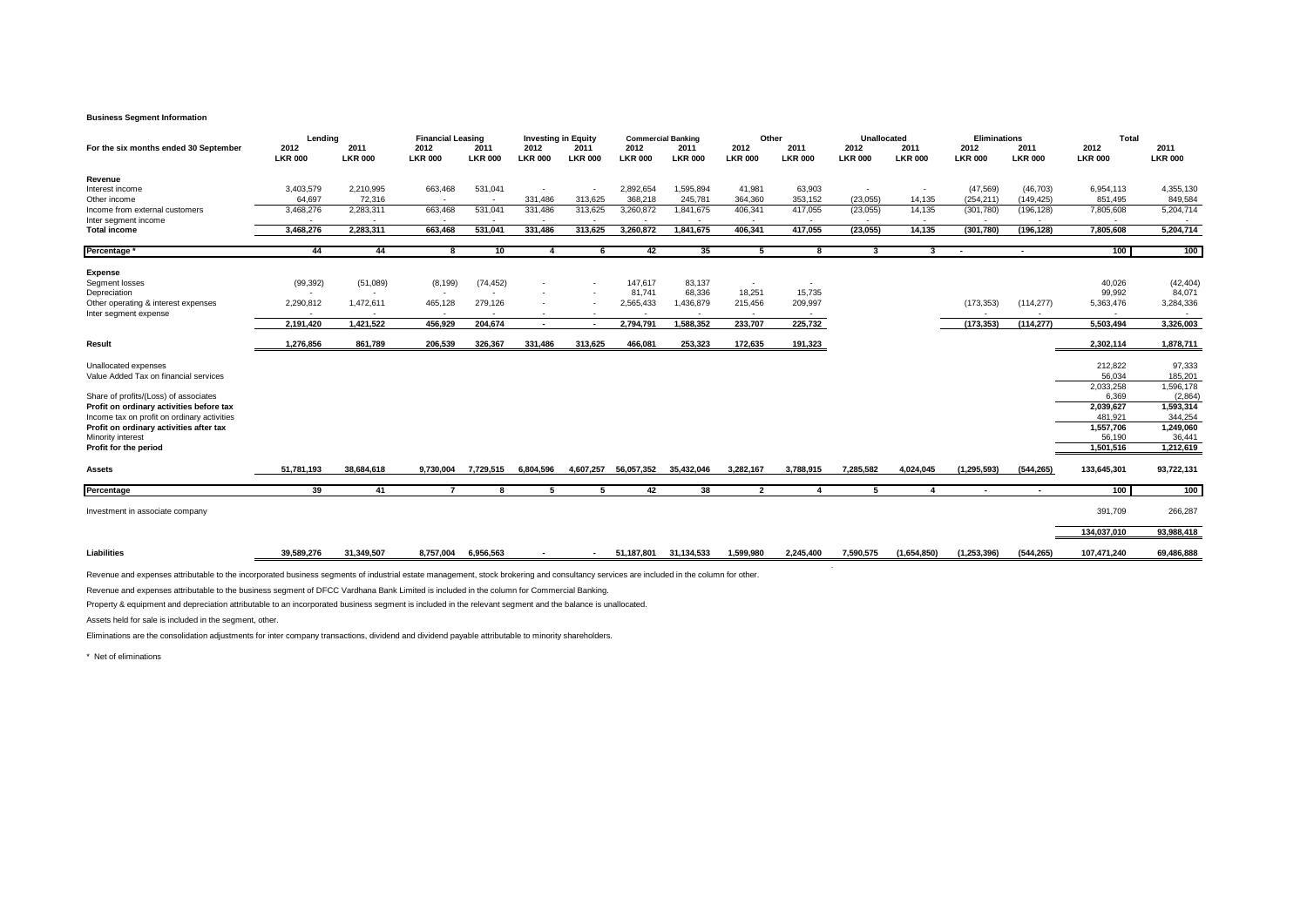**Business Segment Information**

| For the six months ended 30 September | Lending | | Financial Leasing | | Investing in Equity | | Commercial Banking | | Other | | Unallocated | | Eliminations | | Total | |
|---|---|---|---|---|---|---|---|---|---|---|---|---|---|---|---|---|
| | 2012 | 2011 | 2012 | 2011 | 2012 | 2011 | 2012 | 2011 | 2012 | 2011 | 2012 | 2011 | 2012 | 2011 | 2012 | 2011 |
| | LKR 000 | LKR 000 | LKR 000 | LKR 000 | LKR 000 | LKR 000 | LKR 000 | LKR 000 | LKR 000 | LKR 000 | LKR 000 | LKR 000 | LKR 000 | LKR 000 | LKR 000 | LKR 000 |
| **Revenue** | | | | | | | | | | | | | | | | |
| Interest income | 3,403,579 | 2,210,995 | 663,468 | 531,041 | - | - | 2,892,654 | 1,595,894 | 41,981 | 63,903 | - | - | (47,569) | (46,703) | 6,954,113 | 4,355,130 |
| Other income | 64,697 | 72,316 | - | - | 331,486 | 313,625 | 368,218 | 245,781 | 364,360 | 353,152 | (23,055) | 14,135 | (254,211) | (149,425) | 851,495 | 849,584 |
| Income from external customers | 3,468,276 | 2,283,311 | 663,468 | 531,041 | 331,486 | 313,625 | 3,260,872 | 1,841,675 | 406,341 | 417,055 | (23,055) | 14,135 | (301,780) | (196,128) | 7,805,608 | 5,204,714 |
| Inter segment income | - | - | - | - | - | - | - | - | - | - | - | - | - | - | - | - |
| **Total income** | **3,468,276** | **2,283,311** | **663,468** | **531,041** | **331,486** | **313,625** | **3,260,872** | **1,841,675** | **406,341** | **417,055** | **(23,055)** | **14,135** | **(301,780)** | **(196,128)** | **7,805,608** | **5,204,714** |
| **Percentage \*** | **44** | **44** | **8** | **10** | **4** | **6** | **42** | **35** | **5** | **8** | **3** | **3** | **-** | **-** | **100** | **100** |
| **Expense** | | | | | | | | | | | | | | | | |
| Segment losses | (99,392) | (51,089) | (8,199) | (74,452) | - | - | 147,617 | 83,137 | - | - | | | | | 40,026 | (42,404) |
| Depreciation | - | - | - | - | - | - | 81,741 | 68,336 | 18,251 | 15,735 | | | | | 99,992 | 84,071 |
| Other operating & interest expenses | 2,290,812 | 1,472,611 | 465,128 | 279,126 | - | - | 2,565,433 | 1,436,879 | 215,456 | 209,997 | | | (173,353) | (114,277) | 5,363,476 | 3,284,336 |
| Inter segment expense | - | - | - | - | - | - | - | - | - | - | | | - | - | - | - |
| | **2,191,420** | **1,421,522** | **456,929** | **204,674** | **-** | **-** | **2,794,791** | **1,588,352** | **233,707** | **225,732** | | | **(173,353)** | **(114,277)** | **5,503,494** | **3,326,003** |
| **Result** | **1,276,856** | **861,789** | **206,539** | **326,367** | **331,486** | **313,625** | **466,081** | **253,323** | **172,635** | **191,323** | | | | | **2,302,114** | **1,878,711** |
| Unallocated expenses | | | | | | | | | | | | | | | 212,822 | 97,333 |
| Value Added Tax on financial services | | | | | | | | | | | | | | | 56,034 | 185,201 |
| | | | | | | | | | | | | | | | 2,033,258 | 1,596,178 |
| Share of profits/(Loss) of associates | | | | | | | | | | | | | | | 6,369 | (2,864) |
| **Profit on ordinary activities before tax** | | | | | | | | | | | | | | | **2,039,627** | **1,593,314** |
| Income tax on profit on ordinary activities | | | | | | | | | | | | | | | 481,921 | 344,254 |
| **Profit on ordinary activities after tax** | | | | | | | | | | | | | | | **1,557,706** | **1,249,060** |
| Minority interest | | | | | | | | | | | | | | | 56,190 | 36,441 |
| **Profit for the period** | | | | | | | | | | | | | | | **1,501,516** | **1,212,619** |
| **Assets** | **51,781,193** | **38,684,618** | **9,730,004** | **7,729,515** | **6,804,596** | **4,607,257** | **56,057,352** | **35,432,046** | **3,282,167** | **3,788,915** | **7,285,582** | **4,024,045** | **(1,295,593)** | **(544,265)** | **133,645,301** | **93,722,131** |
| **Percentage** | **39** | **41** | **7** | **8** | **5** | **5** | **42** | **38** | **2** | **4** | **5** | **4** | **-** | **-** | **100** | **100** |
| Investment in associate company | | | | | | | | | | | | | | | 391,709 | 266,287 |
| | | | | | | | | | | | | | | | **134,037,010** | **93,988,418** |
| **Liabilities** | **39,589,276** | **31,349,507** | **8,757,004** | **6,956,563** | **-** | **-** | **51,187,801** | **31,134,533** | **1,599,980** | **2,245,400** | **7,590,575** | **(1,654,850)** | **(1,253,396)** | **(544,265)** | **107,471,240** | **69,486,888** |

Revenue and expenses attributable to the incorporated business segments of industrial estate management, stock brokering and consultancy services are included in the column for other.

Revenue and expenses attributable to the business segment of DFCC Vardhana Bank Limited is included in the column for Commercial Banking.

Property & equipment and depreciation attributable to an incorporated business segment is included in the relevant segment and the balance is unallocated.

Assets held for sale is included in the segment, other.

Eliminations are the consolidation adjustments for inter company transactions, dividend and dividend payable attributable to minority shareholders.

\* Net of eliminations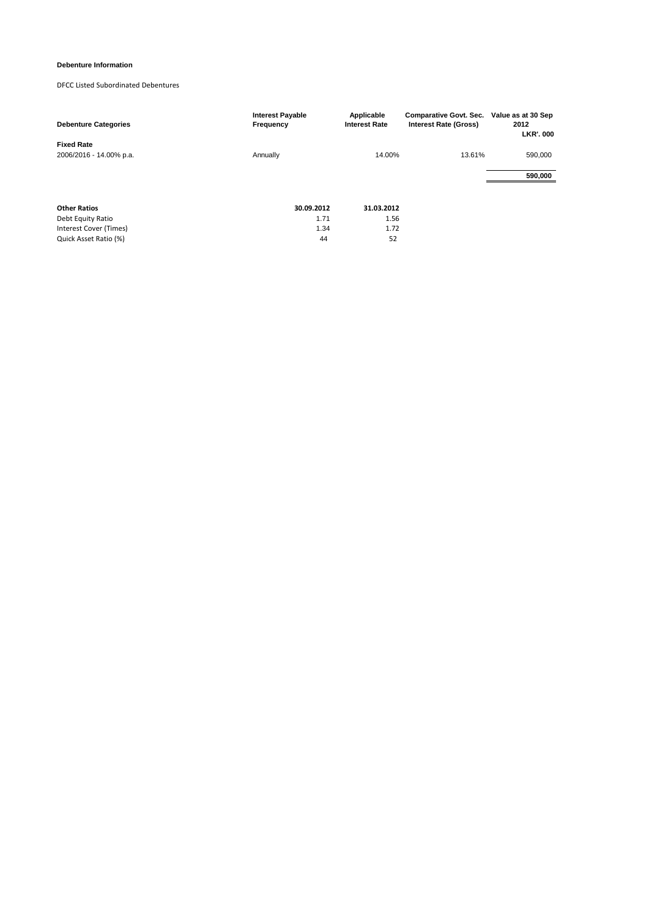**Debenture Information**

DFCC Listed Subordinated Debentures

| Debenture Categories | Interest Payable Frequency | Applicable Interest Rate | Comparative Govt. Sec. Interest Rate (Gross) | Value as at 30 Sep 2012 LKR'. 000 |
|---|---|---|---|---|
| **Fixed Rate** | | | | |
| 2006/2016 - 14.00% p.a. | Annually | 14.00% | 13.61% | 590,000 |
| | | | | **590,000** |

| Other Ratios | 30.09.2012 | 31.03.2012 |
|---|---|---|
| Debt Equity Ratio | 1.71 | 1.56 |
| Interest Cover (Times) | 1.34 | 1.72 |
| Quick Asset Ratio (%) | 44 | 52 |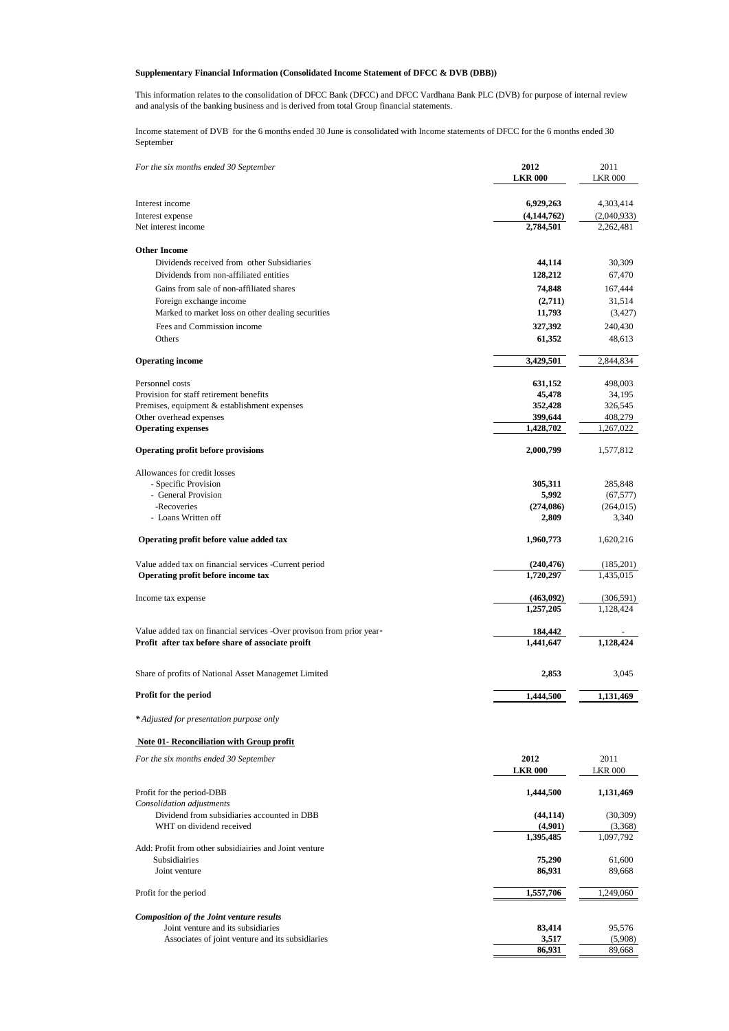**Supplementary Financial Information (Consolidated Income Statement of DFCC & DVB (DBB))**

This information relates to the consolidation of DFCC Bank (DFCC) and DFCC Vardhana Bank PLC (DVB) for purpose of internal review and analysis of the banking business and is derived from total Group financial statements.

Income statement of DVB for the 6 months ended 30 June is consolidated with Income statements of DFCC for the 6 months ended 30 September

| *For the six months ended 30 September* | **2012** **LKR 000** | 2011 LKR 000 |
|---|---|---|
| Interest income | **6,929,263** | 4,303,414 |
| Interest expense | **(4,144,762)** | (2,040,933) |
| Net interest income | **2,784,501** | 2,262,481 |
| **Other Income** | | |
| Dividends received from other Subsidiaries | **44,114** | 30,309 |
| Dividends from non-affiliated entities | **128,212** | 67,470 |
| Gains from sale of non-affiliated shares | **74,848** | 167,444 |
| Foreign exchange income | **(2,711)** | 31,514 |
| Marked to market loss on other dealing securities | **11,793** | (3,427) |
| Fees and Commission income | **327,392** | 240,430 |
| Others | **61,352** | 48,613 |
| **Operating income** | **3,429,501** | 2,844,834 |
| Personnel costs | **631,152** | 498,003 |
| Provision for staff retirement benefits | **45,478** | 34,195 |
| Premises, equipment & establishment expenses | **352,428** | 326,545 |
| Other overhead expenses | **399,644** | 408,279 |
| **Operating expenses** | **1,428,702** | 1,267,022 |
| **Operating profit before provisions** | **2,000,799** | 1,577,812 |
| Allowances for credit losses | | |
| - Specific Provision | **305,311** | 285,848 |
| - General Provision | **5,992** | (67,577) |
| -Recoveries | **(274,086)** | (264,015) |
| - Loans Written off | **2,809** | 3,340 |
| **Operating profit before value added tax** | **1,960,773** | 1,620,216 |
| Value added tax on financial services -Current period | **(240,476)** | (185,201) |
| **Operating profit before income tax** | **1,720,297** | 1,435,015 |
| Income tax expense | **(463,092)** | (306,591) |
| | **1,257,205** | 1,128,424 |
| Value added tax on financial services -Over provison from prior year* | **184,442** | - |
| **Profit after tax before share of associate proift** | **1,441,647** | **1,128,424** |
| Share of profits of National Asset Managemet Limited | **2,853** | 3,045 |
| **Profit for the period** | **1,444,500** | **1,131,469** |

***** *Adjusted for presentation purpose only*

**Note 01- Reconciliation with Group profit**

| *For the six months ended 30 September* | **2012** **LKR 000** | 2011 LKR 000 |
|---|---|---|
| Profit for the period-DBB | **1,444,500** | **1,131,469** |
| *Consolidation adjustments* | | |
| Dividend from subsidiaries accounted in DBB | **(44,114)** | (30,309) |
| WHT on dividend received | **(4,901)** | (3,368) |
| | **1,395,485** | 1,097,792 |
| Add: Profit from other subsidiairies and Joint venture | | |
| Subsidiairies | **75,290** | 61,600 |
| Joint venture | **86,931** | 89,668 |
| Profit for the period | **1,557,706** | 1,249,060 |
| ***Composition of the Joint venture results*** | | |
| Joint venture and its subsidiaries | **83,414** | 95,576 |
| Associates of joint venture and its subsidiaries | **3,517** | (5,908) |
| | **86,931** | 89,668 |